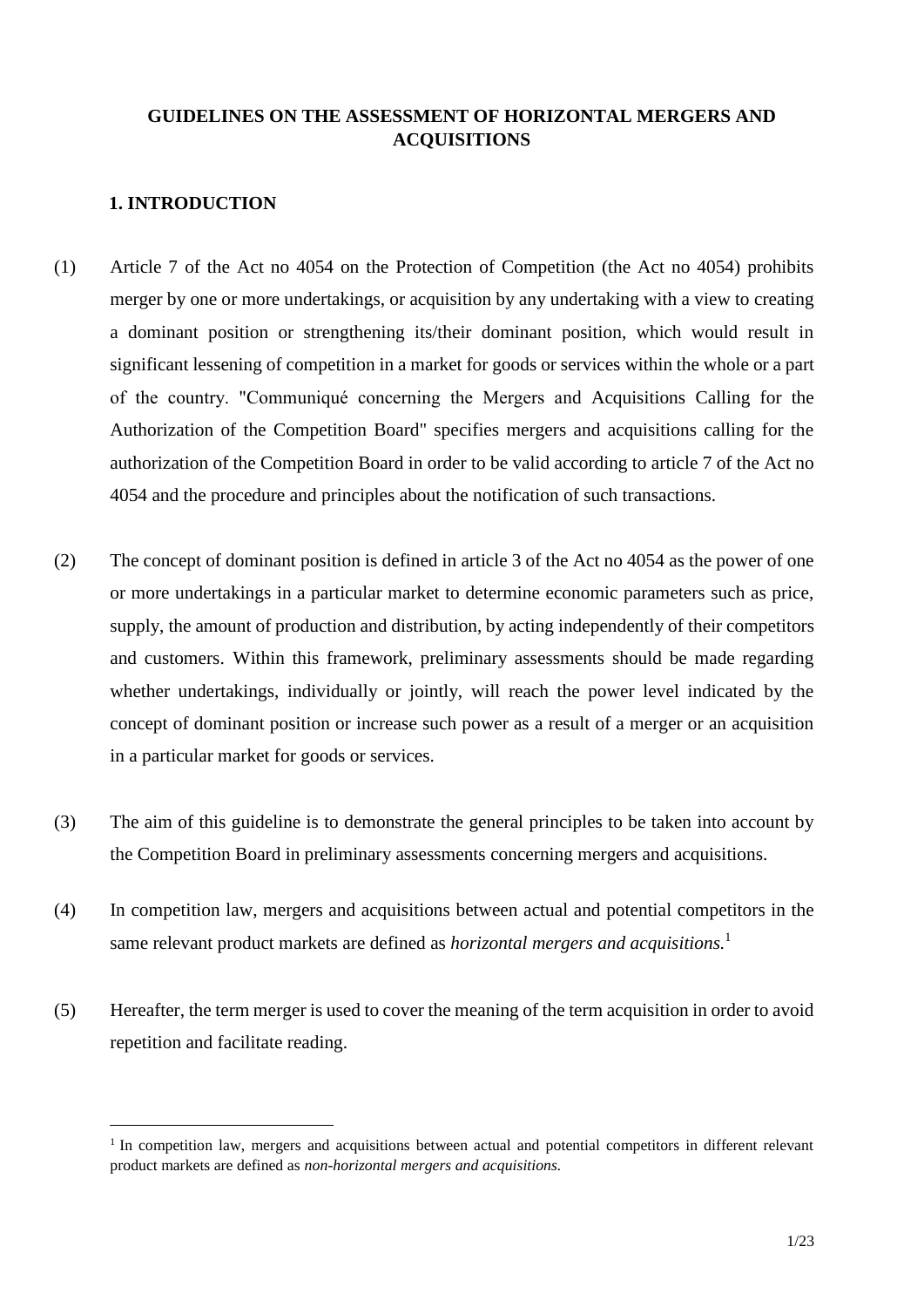# GUIDELINES ON THE ASSESSMENT OF HORIZONTAL MERGERS AND ACQUISITIONS

## 1. INTRODUCTION

(1) Article 7 of the Act no 4054 on the Protection of Competition (the Act no 4054) prohibits merger by one or more undertakings, or acquisition by any undertaking with a view to creating a dominant position or strengthening its/their dominant position, which would result in significant lessening of competition in a market for goods or services within the whole or a part of the country. "Communiqué concerning the Mergers and Acquisitions Calling for the Authorization of the Competition Board" specifies mergers and acquisitions calling for the authorization of the Competition Board in order to be valid according to article 7 of the Act no 4054 and the procedure and principles about the notification of such transactions.

(2) The concept of dominant position is defined in article 3 of the Act no 4054 as the power of one or more undertakings in a particular market to determine economic parameters such as price, supply, the amount of production and distribution, by acting independently of their competitors and customers. Within this framework, preliminary assessments should be made regarding whether undertakings, individually or jointly, will reach the power level indicated by the concept of dominant position or increase such power as a result of a merger or an acquisition in a particular market for goods or services.

(3) The aim of this guideline is to demonstrate the general principles to be taken into account by the Competition Board in preliminary assessments concerning mergers and acquisitions.

(4) In competition law, mergers and acquisitions between actual and potential competitors in the same relevant product markets are defined as *horizontal mergers and acquisitions.*[1]

(5) Hereafter, the term merger is used to cover the meaning of the term acquisition in order to avoid repetition and facilitate reading.

---

[1] In competition law, mergers and acquisitions between actual and potential competitors in different relevant product markets are defined as *non-horizontal mergers and acquisitions.*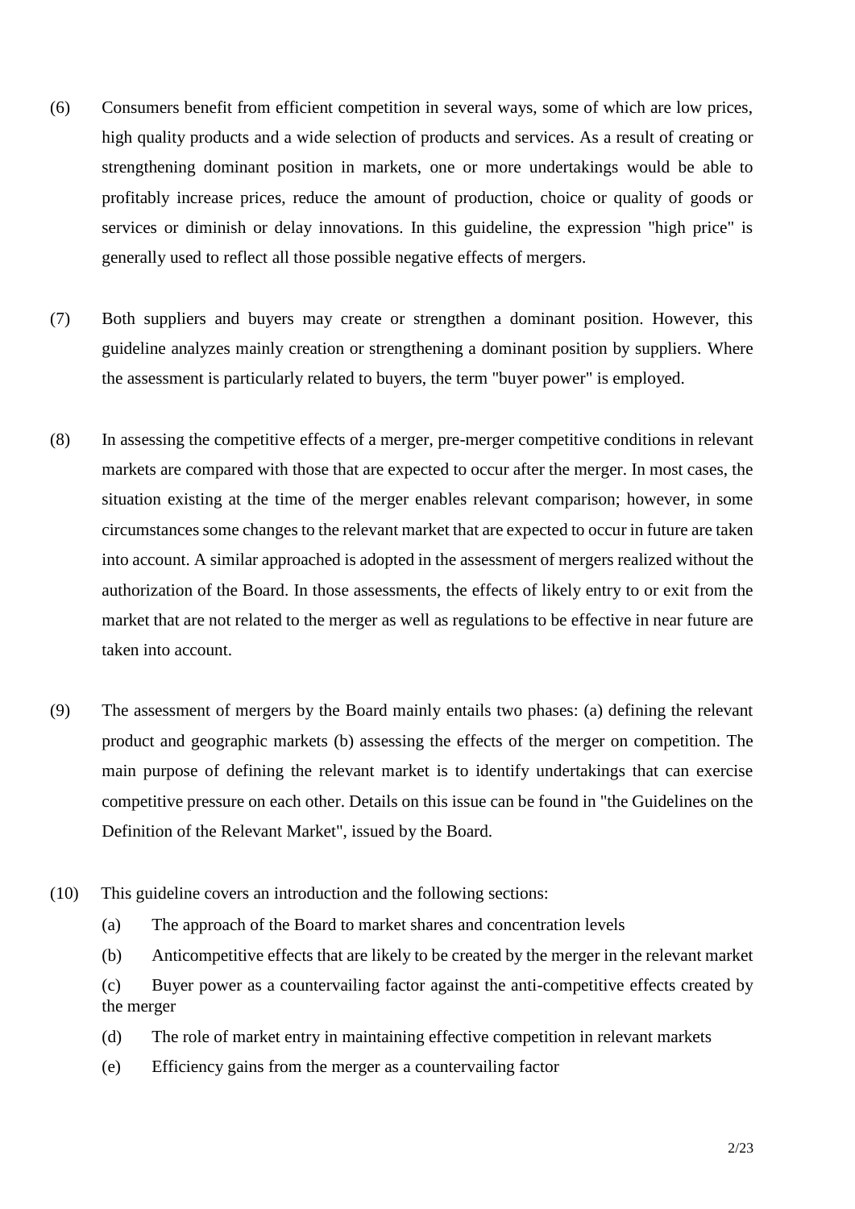(6) Consumers benefit from efficient competition in several ways, some of which are low prices, high quality products and a wide selection of products and services. As a result of creating or strengthening dominant position in markets, one or more undertakings would be able to profitably increase prices, reduce the amount of production, choice or quality of goods or services or diminish or delay innovations. In this guideline, the expression "high price" is generally used to reflect all those possible negative effects of mergers.

(7) Both suppliers and buyers may create or strengthen a dominant position. However, this guideline analyzes mainly creation or strengthening a dominant position by suppliers. Where the assessment is particularly related to buyers, the term "buyer power" is employed.

(8) In assessing the competitive effects of a merger, pre-merger competitive conditions in relevant markets are compared with those that are expected to occur after the merger. In most cases, the situation existing at the time of the merger enables relevant comparison; however, in some circumstances some changes to the relevant market that are expected to occur in future are taken into account. A similar approached is adopted in the assessment of mergers realized without the authorization of the Board. In those assessments, the effects of likely entry to or exit from the market that are not related to the merger as well as regulations to be effective in near future are taken into account.

(9) The assessment of mergers by the Board mainly entails two phases: (a) defining the relevant product and geographic markets (b) assessing the effects of the merger on competition. The main purpose of defining the relevant market is to identify undertakings that can exercise competitive pressure on each other. Details on this issue can be found in "the Guidelines on the Definition of the Relevant Market", issued by the Board.

(10) This guideline covers an introduction and the following sections:

(a) The approach of the Board to market shares and concentration levels

(b) Anticompetitive effects that are likely to be created by the merger in the relevant market

(c) Buyer power as a countervailing factor against the anti-competitive effects created by the merger

(d) The role of market entry in maintaining effective competition in relevant markets

(e) Efficiency gains from the merger as a countervailing factor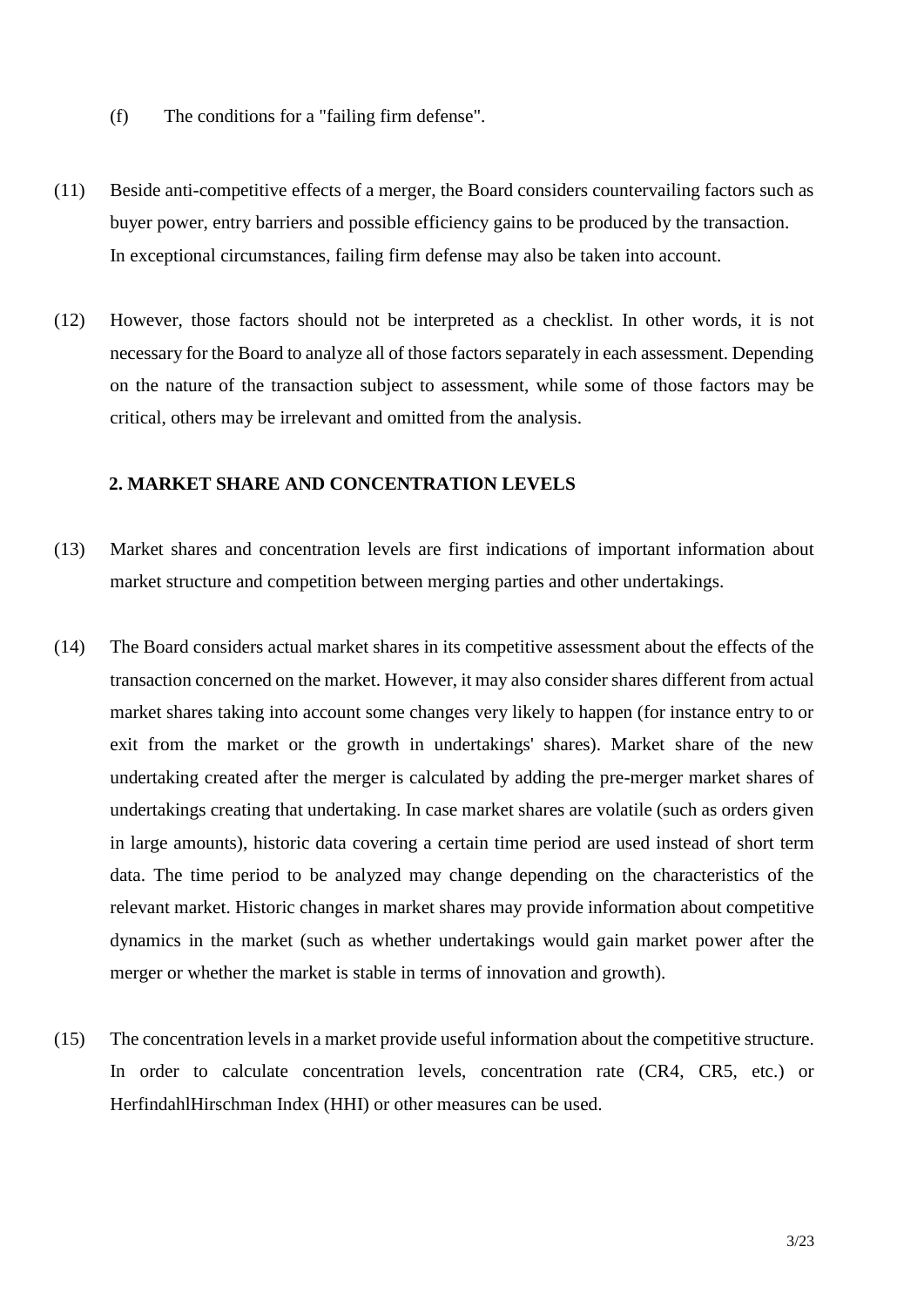(f) The conditions for a "failing firm defense".

(11) Beside anti-competitive effects of a merger, the Board considers countervailing factors such as buyer power, entry barriers and possible efficiency gains to be produced by the transaction. In exceptional circumstances, failing firm defense may also be taken into account.

(12) However, those factors should not be interpreted as a checklist. In other words, it is not necessary for the Board to analyze all of those factors separately in each assessment. Depending on the nature of the transaction subject to assessment, while some of those factors may be critical, others may be irrelevant and omitted from the analysis.

## 2. MARKET SHARE AND CONCENTRATION LEVELS

(13) Market shares and concentration levels are first indications of important information about market structure and competition between merging parties and other undertakings.

(14) The Board considers actual market shares in its competitive assessment about the effects of the transaction concerned on the market. However, it may also consider shares different from actual market shares taking into account some changes very likely to happen (for instance entry to or exit from the market or the growth in undertakings' shares). Market share of the new undertaking created after the merger is calculated by adding the pre-merger market shares of undertakings creating that undertaking. In case market shares are volatile (such as orders given in large amounts), historic data covering a certain time period are used instead of short term data. The time period to be analyzed may change depending on the characteristics of the relevant market. Historic changes in market shares may provide information about competitive dynamics in the market (such as whether undertakings would gain market power after the merger or whether the market is stable in terms of innovation and growth).

(15) The concentration levels in a market provide useful information about the competitive structure. In order to calculate concentration levels, concentration rate (CR4, CR5, etc.) or HerfindahlHirschman Index (HHI) or other measures can be used.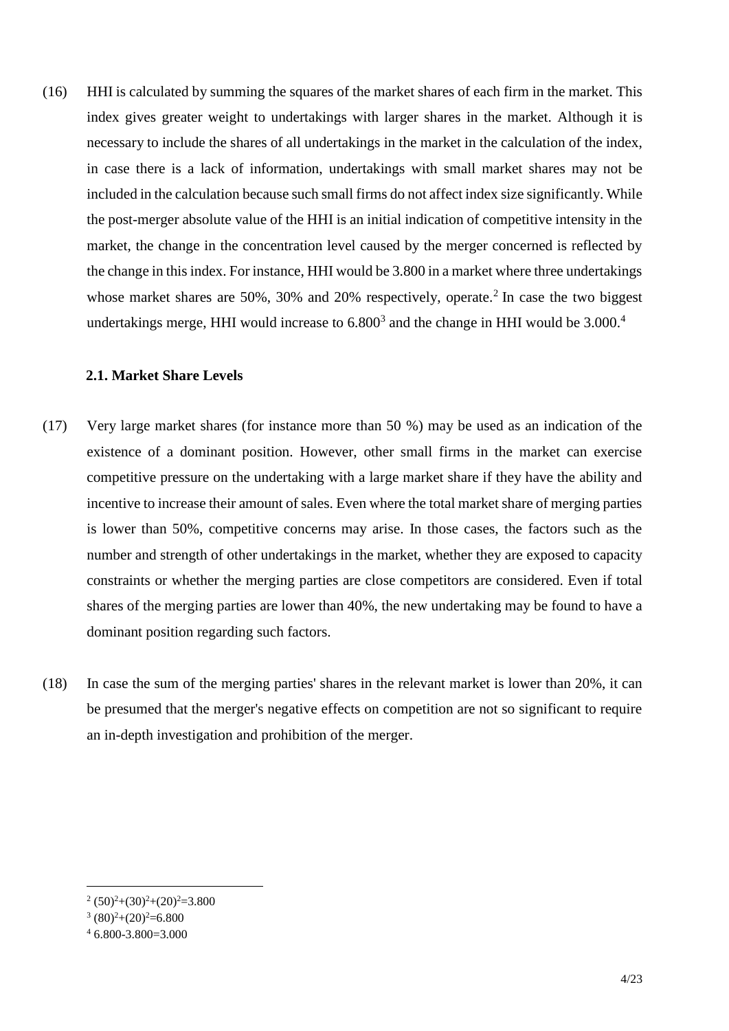(16) HHI is calculated by summing the squares of the market shares of each firm in the market. This index gives greater weight to undertakings with larger shares in the market. Although it is necessary to include the shares of all undertakings in the market in the calculation of the index, in case there is a lack of information, undertakings with small market shares may not be included in the calculation because such small firms do not affect index size significantly. While the post-merger absolute value of the HHI is an initial indication of competitive intensity in the market, the change in the concentration level caused by the merger concerned is reflected by the change in this index. For instance, HHI would be 3.800 in a market where three undertakings whose market shares are 50%, 30% and 20% respectively, operate.[2] In case the two biggest undertakings merge, HHI would increase to 6.800[3] and the change in HHI would be 3.000.[4]

### 2.1. Market Share Levels

(17) Very large market shares (for instance more than 50 %) may be used as an indication of the existence of a dominant position. However, other small firms in the market can exercise competitive pressure on the undertaking with a large market share if they have the ability and incentive to increase their amount of sales. Even where the total market share of merging parties is lower than 50%, competitive concerns may arise. In those cases, the factors such as the number and strength of other undertakings in the market, whether they are exposed to capacity constraints or whether the merging parties are close competitors are considered. Even if total shares of the merging parties are lower than 40%, the new undertaking may be found to have a dominant position regarding such factors.

(18) In case the sum of the merging parties' shares in the relevant market is lower than 20%, it can be presumed that the merger's negative effects on competition are not so significant to require an in-depth investigation and prohibition of the merger.

---

[2] $(50)^2+(30)^2+(20)^2=3.800$

[3] $(80)^2+(20)^2=6.800$

[4] 6.800-3.800=3.000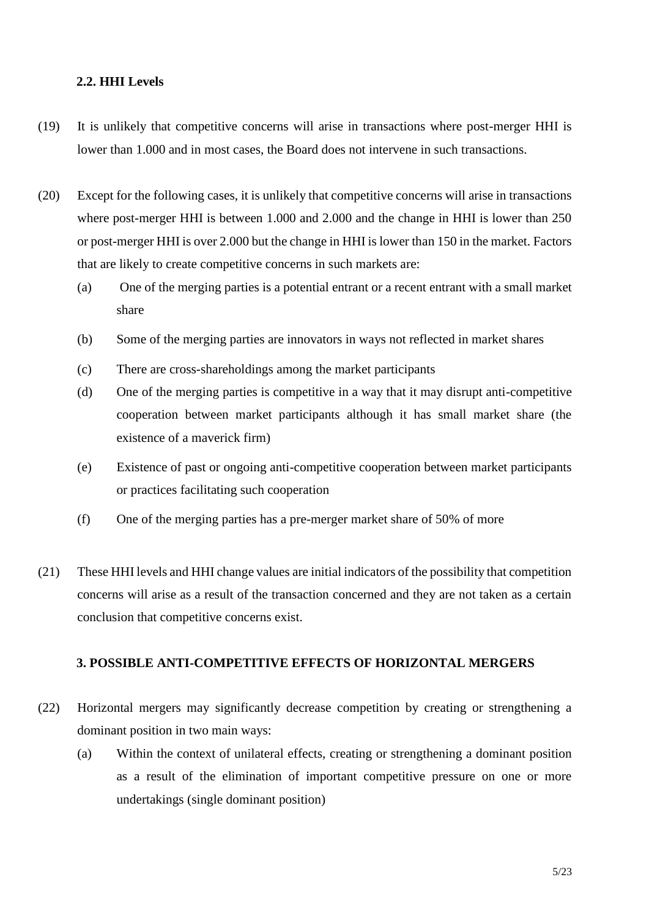### 2.2. HHI Levels

(19) It is unlikely that competitive concerns will arise in transactions where post-merger HHI is lower than 1.000 and in most cases, the Board does not intervene in such transactions.

(20) Except for the following cases, it is unlikely that competitive concerns will arise in transactions where post-merger HHI is between 1.000 and 2.000 and the change in HHI is lower than 250 or post-merger HHI is over 2.000 but the change in HHI is lower than 150 in the market. Factors that are likely to create competitive concerns in such markets are:

(a) One of the merging parties is a potential entrant or a recent entrant with a small market share

(b) Some of the merging parties are innovators in ways not reflected in market shares

(c) There are cross-shareholdings among the market participants

(d) One of the merging parties is competitive in a way that it may disrupt anti-competitive cooperation between market participants although it has small market share (the existence of a maverick firm)

(e) Existence of past or ongoing anti-competitive cooperation between market participants or practices facilitating such cooperation

(f) One of the merging parties has a pre-merger market share of 50% of more

(21) These HHI levels and HHI change values are initial indicators of the possibility that competition concerns will arise as a result of the transaction concerned and they are not taken as a certain conclusion that competitive concerns exist.

## 3. POSSIBLE ANTI-COMPETITIVE EFFECTS OF HORIZONTAL MERGERS

(22) Horizontal mergers may significantly decrease competition by creating or strengthening a dominant position in two main ways:

(a) Within the context of unilateral effects, creating or strengthening a dominant position as a result of the elimination of important competitive pressure on one or more undertakings (single dominant position)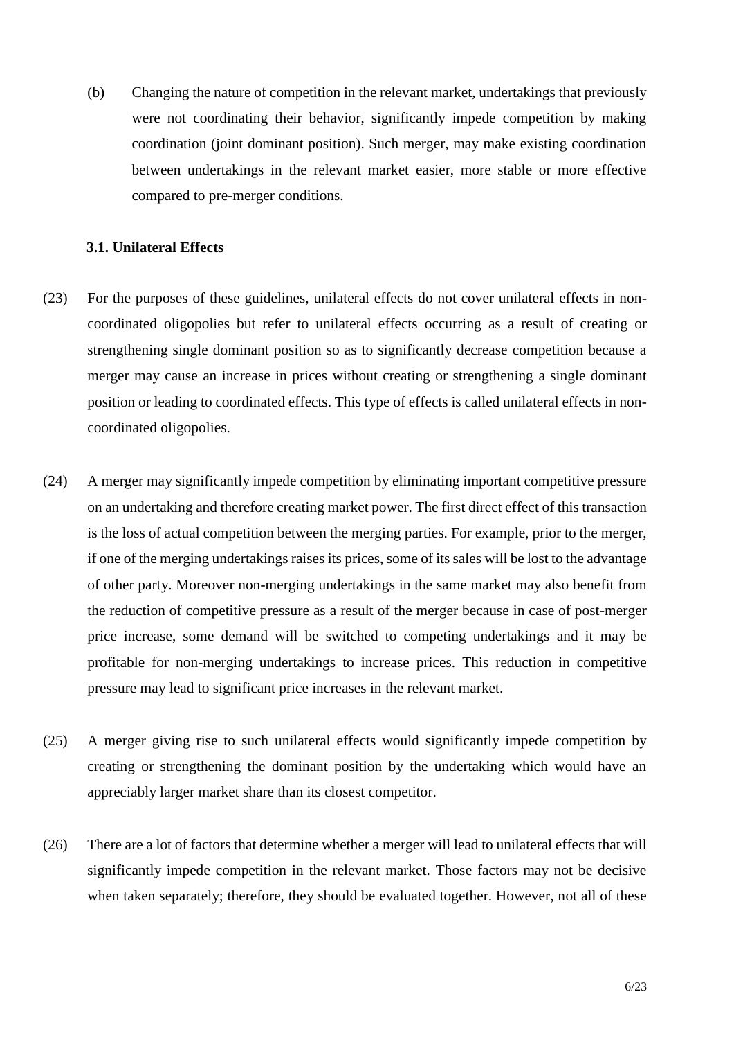(b) Changing the nature of competition in the relevant market, undertakings that previously were not coordinating their behavior, significantly impede competition by making coordination (joint dominant position). Such merger, may make existing coordination between undertakings in the relevant market easier, more stable or more effective compared to pre-merger conditions.

### 3.1. Unilateral Effects

(23) For the purposes of these guidelines, unilateral effects do not cover unilateral effects in non-coordinated oligopolies but refer to unilateral effects occurring as a result of creating or strengthening single dominant position so as to significantly decrease competition because a merger may cause an increase in prices without creating or strengthening a single dominant position or leading to coordinated effects. This type of effects is called unilateral effects in non-coordinated oligopolies.

(24) A merger may significantly impede competition by eliminating important competitive pressure on an undertaking and therefore creating market power. The first direct effect of this transaction is the loss of actual competition between the merging parties. For example, prior to the merger, if one of the merging undertakings raises its prices, some of its sales will be lost to the advantage of other party. Moreover non-merging undertakings in the same market may also benefit from the reduction of competitive pressure as a result of the merger because in case of post-merger price increase, some demand will be switched to competing undertakings and it may be profitable for non-merging undertakings to increase prices. This reduction in competitive pressure may lead to significant price increases in the relevant market.

(25) A merger giving rise to such unilateral effects would significantly impede competition by creating or strengthening the dominant position by the undertaking which would have an appreciably larger market share than its closest competitor.

(26) There are a lot of factors that determine whether a merger will lead to unilateral effects that will significantly impede competition in the relevant market. Those factors may not be decisive when taken separately; therefore, they should be evaluated together. However, not all of these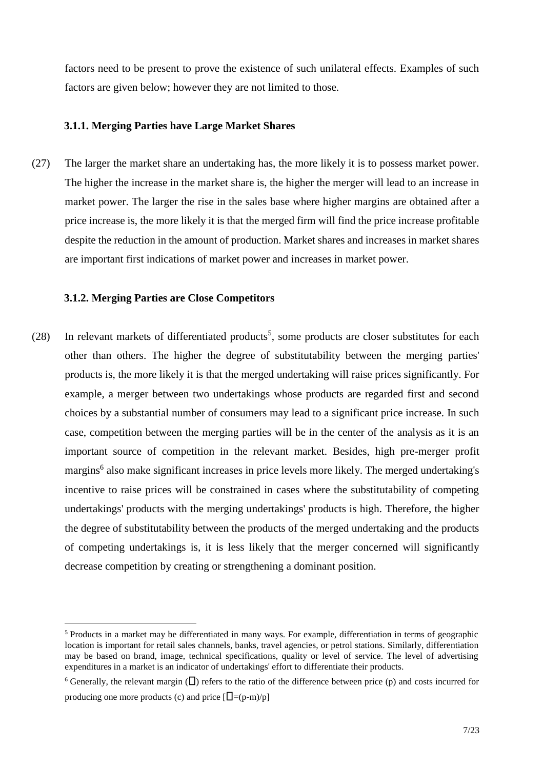factors need to be present to prove the existence of such unilateral effects. Examples of such factors are given below; however they are not limited to those.

### 3.1.1. Merging Parties have Large Market Shares

(27) The larger the market share an undertaking has, the more likely it is to possess market power. The higher the increase in the market share is, the higher the merger will lead to an increase in market power. The larger the rise in the sales base where higher margins are obtained after a price increase is, the more likely it is that the merged firm will find the price increase profitable despite the reduction in the amount of production. Market shares and increases in market shares are important first indications of market power and increases in market power.

### 3.1.2. Merging Parties are Close Competitors

(28) In relevant markets of differentiated products[5], some products are closer substitutes for each other than others. The higher the degree of substitutability between the merging parties' products is, the more likely it is that the merged undertaking will raise prices significantly. For example, a merger between two undertakings whose products are regarded first and second choices by a substantial number of consumers may lead to a significant price increase. In such case, competition between the merging parties will be in the center of the analysis as it is an important source of competition in the relevant market. Besides, high pre-merger profit margins[6] also make significant increases in price levels more likely. The merged undertaking's incentive to raise prices will be constrained in cases where the substitutability of competing undertakings' products with the merging undertakings' products is high. Therefore, the higher the degree of substitutability between the products of the merged undertaking and the products of competing undertakings is, it is less likely that the merger concerned will significantly decrease competition by creating or strengthening a dominant position.

---

[5] Products in a market may be differentiated in many ways. For example, differentiation in terms of geographic location is important for retail sales channels, banks, travel agencies, or petrol stations. Similarly, differentiation may be based on brand, image, technical specifications, quality or level of service. The level of advertising expenditures in a market is an indicator of undertakings' effort to differentiate their products.

[6] Generally, the relevant margin (□) refers to the ratio of the difference between price (p) and costs incurred for producing one more products (c) and price [□=(p-m)/p]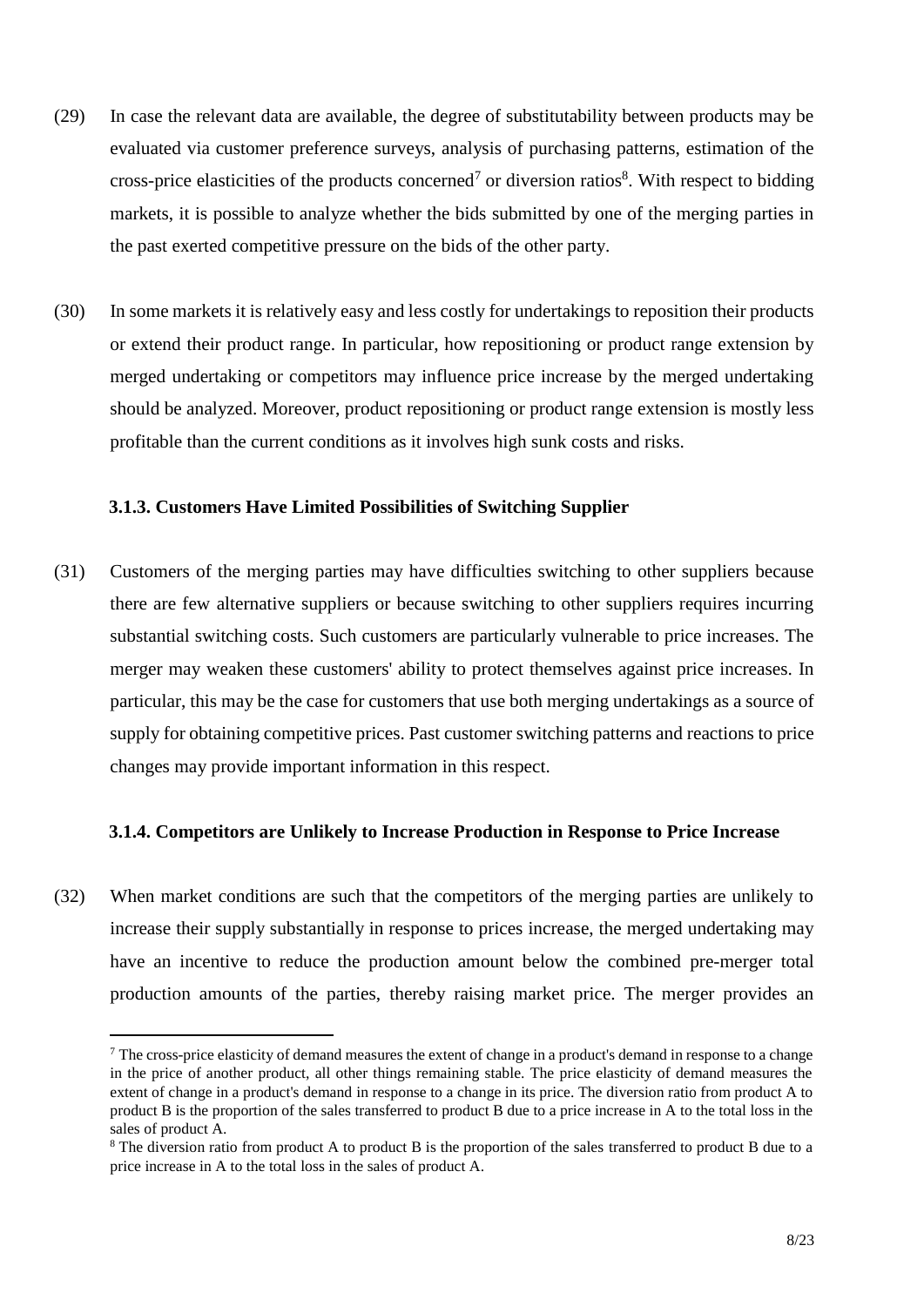(29) In case the relevant data are available, the degree of substitutability between products may be evaluated via customer preference surveys, analysis of purchasing patterns, estimation of the cross-price elasticities of the products concerned[7] or diversion ratios[8]. With respect to bidding markets, it is possible to analyze whether the bids submitted by one of the merging parties in the past exerted competitive pressure on the bids of the other party.

(30) In some markets it is relatively easy and less costly for undertakings to reposition their products or extend their product range. In particular, how repositioning or product range extension by merged undertaking or competitors may influence price increase by the merged undertaking should be analyzed. Moreover, product repositioning or product range extension is mostly less profitable than the current conditions as it involves high sunk costs and risks.

### 3.1.3. Customers Have Limited Possibilities of Switching Supplier

(31) Customers of the merging parties may have difficulties switching to other suppliers because there are few alternative suppliers or because switching to other suppliers requires incurring substantial switching costs. Such customers are particularly vulnerable to price increases. The merger may weaken these customers' ability to protect themselves against price increases. In particular, this may be the case for customers that use both merging undertakings as a source of supply for obtaining competitive prices. Past customer switching patterns and reactions to price changes may provide important information in this respect.

### 3.1.4. Competitors are Unlikely to Increase Production in Response to Price Increase

(32) When market conditions are such that the competitors of the merging parties are unlikely to increase their supply substantially in response to prices increase, the merged undertaking may have an incentive to reduce the production amount below the combined pre-merger total production amounts of the parties, thereby raising market price. The merger provides an

---

[7] The cross-price elasticity of demand measures the extent of change in a product's demand in response to a change in the price of another product, all other things remaining stable. The price elasticity of demand measures the extent of change in a product's demand in response to a change in its price. The diversion ratio from product A to product B is the proportion of the sales transferred to product B due to a price increase in A to the total loss in the sales of product A.

[8] The diversion ratio from product A to product B is the proportion of the sales transferred to product B due to a price increase in A to the total loss in the sales of product A.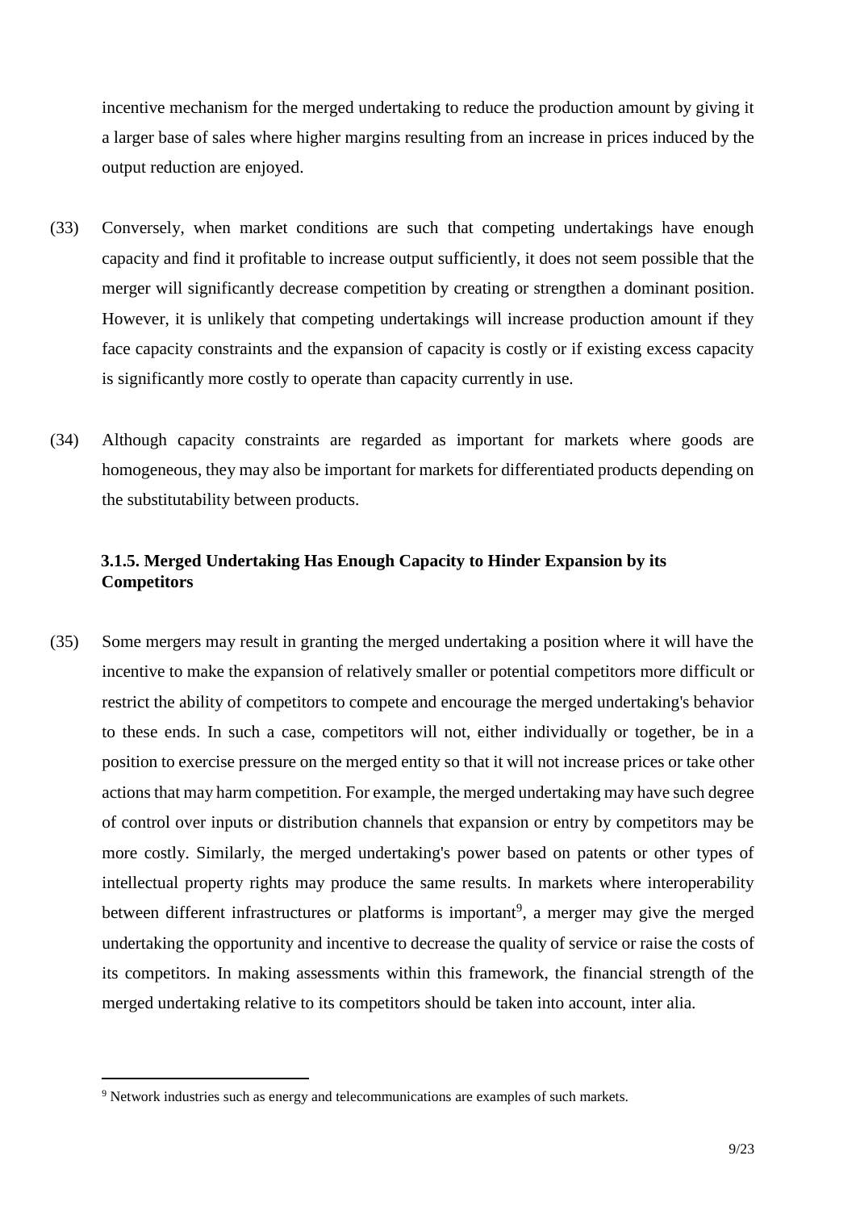incentive mechanism for the merged undertaking to reduce the production amount by giving it a larger base of sales where higher margins resulting from an increase in prices induced by the output reduction are enjoyed.

(33) Conversely, when market conditions are such that competing undertakings have enough capacity and find it profitable to increase output sufficiently, it does not seem possible that the merger will significantly decrease competition by creating or strengthen a dominant position. However, it is unlikely that competing undertakings will increase production amount if they face capacity constraints and the expansion of capacity is costly or if existing excess capacity is significantly more costly to operate than capacity currently in use.

(34) Although capacity constraints are regarded as important for markets where goods are homogeneous, they may also be important for markets for differentiated products depending on the substitutability between products.

### 3.1.5. Merged Undertaking Has Enough Capacity to Hinder Expansion by its Competitors

(35) Some mergers may result in granting the merged undertaking a position where it will have the incentive to make the expansion of relatively smaller or potential competitors more difficult or restrict the ability of competitors to compete and encourage the merged undertaking's behavior to these ends. In such a case, competitors will not, either individually or together, be in a position to exercise pressure on the merged entity so that it will not increase prices or take other actions that may harm competition. For example, the merged undertaking may have such degree of control over inputs or distribution channels that expansion or entry by competitors may be more costly. Similarly, the merged undertaking's power based on patents or other types of intellectual property rights may produce the same results. In markets where interoperability between different infrastructures or platforms is important[9], a merger may give the merged undertaking the opportunity and incentive to decrease the quality of service or raise the costs of its competitors. In making assessments within this framework, the financial strength of the merged undertaking relative to its competitors should be taken into account, inter alia.

[9] Network industries such as energy and telecommunications are examples of such markets.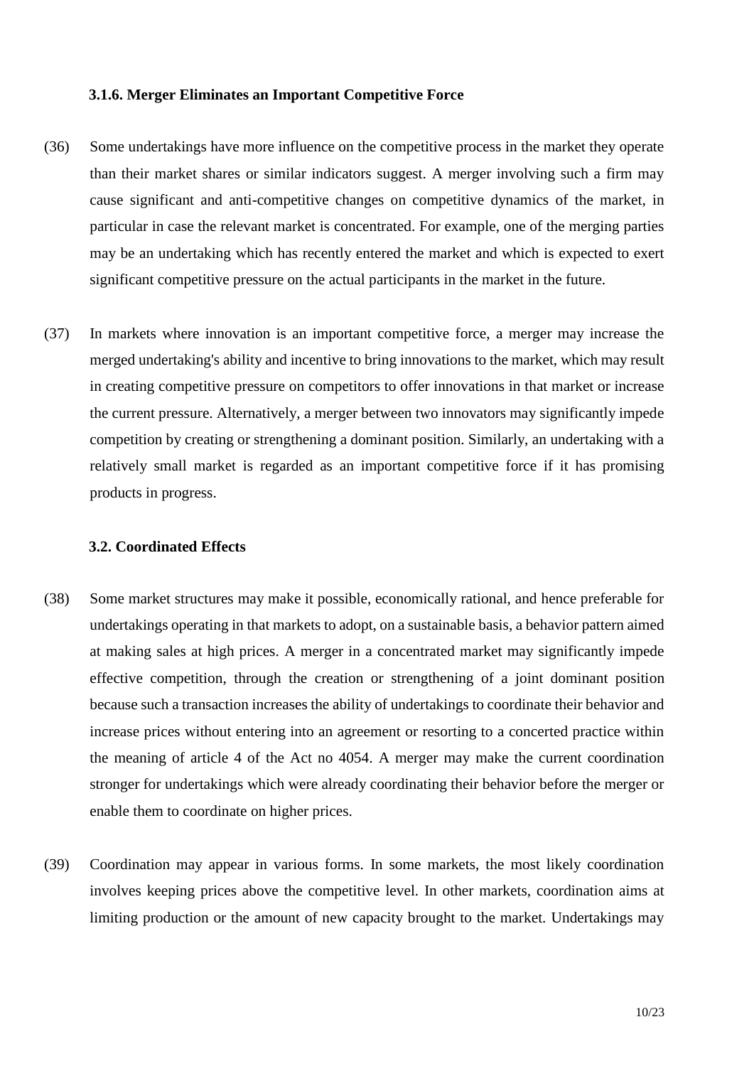### 3.1.6. Merger Eliminates an Important Competitive Force

(36) Some undertakings have more influence on the competitive process in the market they operate than their market shares or similar indicators suggest. A merger involving such a firm may cause significant and anti-competitive changes on competitive dynamics of the market, in particular in case the relevant market is concentrated. For example, one of the merging parties may be an undertaking which has recently entered the market and which is expected to exert significant competitive pressure on the actual participants in the market in the future.

(37) In markets where innovation is an important competitive force, a merger may increase the merged undertaking's ability and incentive to bring innovations to the market, which may result in creating competitive pressure on competitors to offer innovations in that market or increase the current pressure. Alternatively, a merger between two innovators may significantly impede competition by creating or strengthening a dominant position. Similarly, an undertaking with a relatively small market is regarded as an important competitive force if it has promising products in progress.

### 3.2. Coordinated Effects

(38) Some market structures may make it possible, economically rational, and hence preferable for undertakings operating in that markets to adopt, on a sustainable basis, a behavior pattern aimed at making sales at high prices. A merger in a concentrated market may significantly impede effective competition, through the creation or strengthening of a joint dominant position because such a transaction increases the ability of undertakings to coordinate their behavior and increase prices without entering into an agreement or resorting to a concerted practice within the meaning of article 4 of the Act no 4054. A merger may make the current coordination stronger for undertakings which were already coordinating their behavior before the merger or enable them to coordinate on higher prices.

(39) Coordination may appear in various forms. In some markets, the most likely coordination involves keeping prices above the competitive level. In other markets, coordination aims at limiting production or the amount of new capacity brought to the market. Undertakings may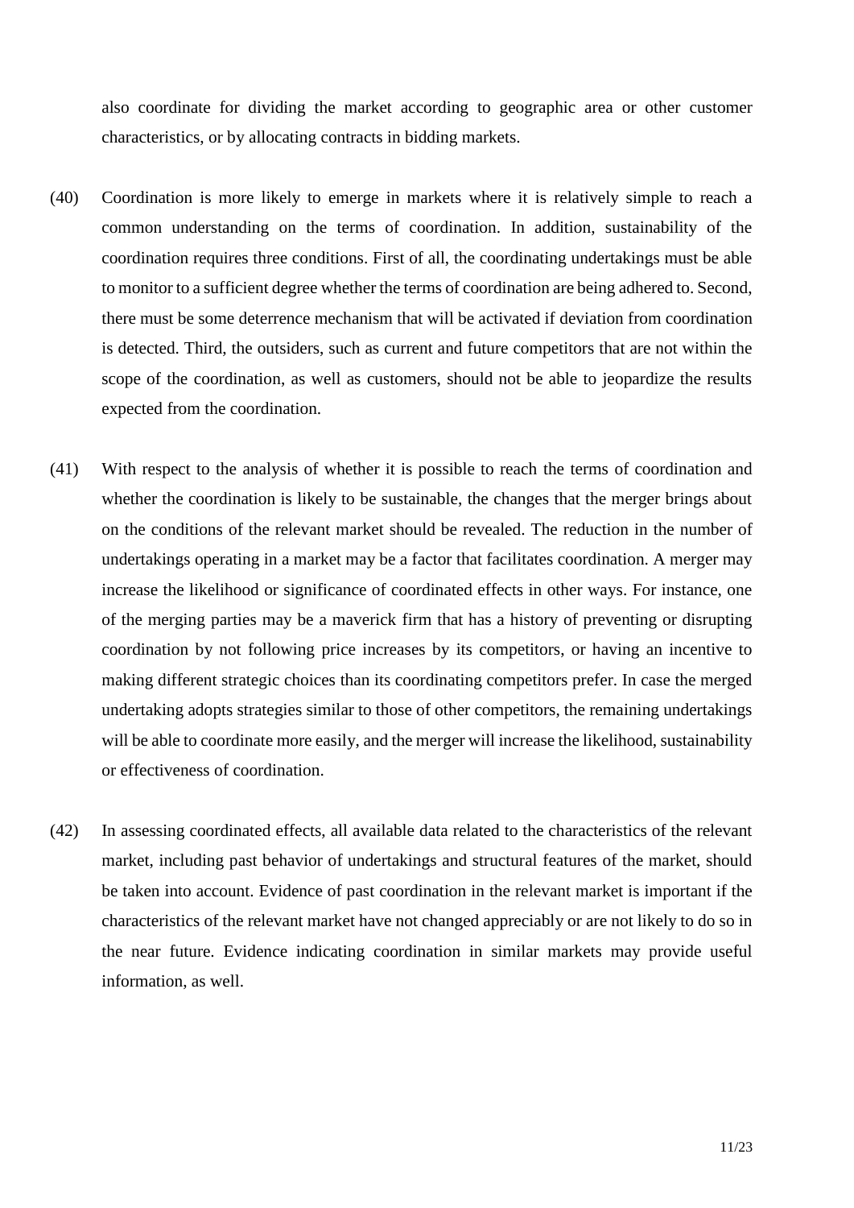also coordinate for dividing the market according to geographic area or other customer characteristics, or by allocating contracts in bidding markets.

(40) Coordination is more likely to emerge in markets where it is relatively simple to reach a common understanding on the terms of coordination. In addition, sustainability of the coordination requires three conditions. First of all, the coordinating undertakings must be able to monitor to a sufficient degree whether the terms of coordination are being adhered to. Second, there must be some deterrence mechanism that will be activated if deviation from coordination is detected. Third, the outsiders, such as current and future competitors that are not within the scope of the coordination, as well as customers, should not be able to jeopardize the results expected from the coordination.

(41) With respect to the analysis of whether it is possible to reach the terms of coordination and whether the coordination is likely to be sustainable, the changes that the merger brings about on the conditions of the relevant market should be revealed. The reduction in the number of undertakings operating in a market may be a factor that facilitates coordination. A merger may increase the likelihood or significance of coordinated effects in other ways. For instance, one of the merging parties may be a maverick firm that has a history of preventing or disrupting coordination by not following price increases by its competitors, or having an incentive to making different strategic choices than its coordinating competitors prefer. In case the merged undertaking adopts strategies similar to those of other competitors, the remaining undertakings will be able to coordinate more easily, and the merger will increase the likelihood, sustainability or effectiveness of coordination.

(42) In assessing coordinated effects, all available data related to the characteristics of the relevant market, including past behavior of undertakings and structural features of the market, should be taken into account. Evidence of past coordination in the relevant market is important if the characteristics of the relevant market have not changed appreciably or are not likely to do so in the near future. Evidence indicating coordination in similar markets may provide useful information, as well.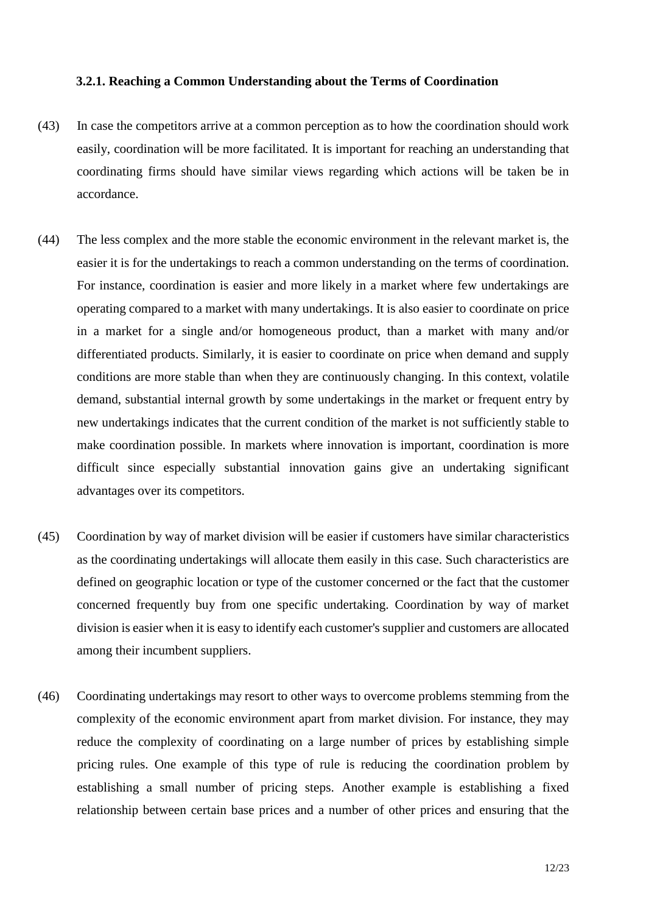### 3.2.1. Reaching a Common Understanding about the Terms of Coordination

(43) In case the competitors arrive at a common perception as to how the coordination should work easily, coordination will be more facilitated. It is important for reaching an understanding that coordinating firms should have similar views regarding which actions will be taken be in accordance.

(44) The less complex and the more stable the economic environment in the relevant market is, the easier it is for the undertakings to reach a common understanding on the terms of coordination. For instance, coordination is easier and more likely in a market where few undertakings are operating compared to a market with many undertakings. It is also easier to coordinate on price in a market for a single and/or homogeneous product, than a market with many and/or differentiated products. Similarly, it is easier to coordinate on price when demand and supply conditions are more stable than when they are continuously changing. In this context, volatile demand, substantial internal growth by some undertakings in the market or frequent entry by new undertakings indicates that the current condition of the market is not sufficiently stable to make coordination possible. In markets where innovation is important, coordination is more difficult since especially substantial innovation gains give an undertaking significant advantages over its competitors.

(45) Coordination by way of market division will be easier if customers have similar characteristics as the coordinating undertakings will allocate them easily in this case. Such characteristics are defined on geographic location or type of the customer concerned or the fact that the customer concerned frequently buy from one specific undertaking. Coordination by way of market division is easier when it is easy to identify each customer's supplier and customers are allocated among their incumbent suppliers.

(46) Coordinating undertakings may resort to other ways to overcome problems stemming from the complexity of the economic environment apart from market division. For instance, they may reduce the complexity of coordinating on a large number of prices by establishing simple pricing rules. One example of this type of rule is reducing the coordination problem by establishing a small number of pricing steps. Another example is establishing a fixed relationship between certain base prices and a number of other prices and ensuring that the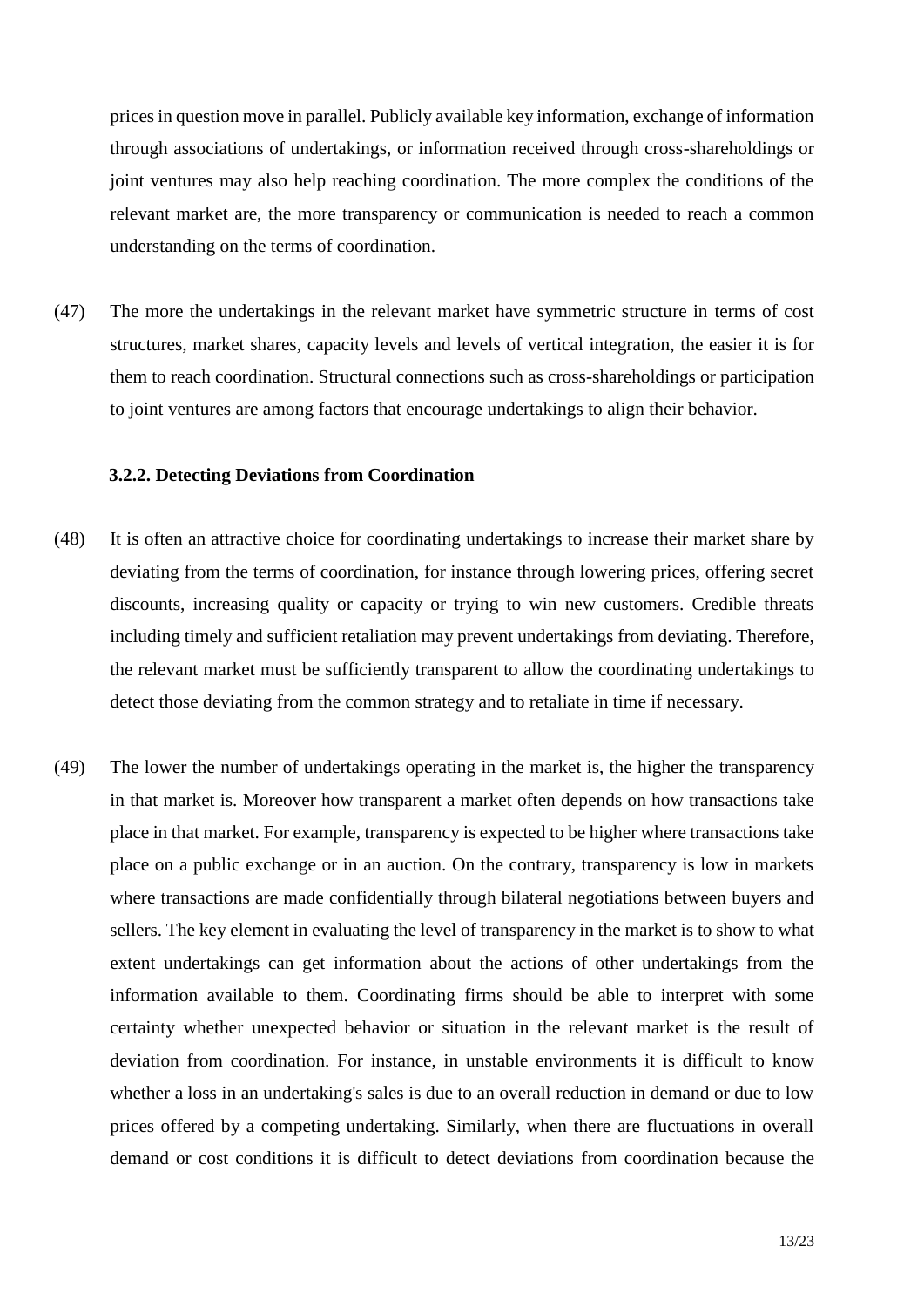prices in question move in parallel. Publicly available key information, exchange of information through associations of undertakings, or information received through cross-shareholdings or joint ventures may also help reaching coordination. The more complex the conditions of the relevant market are, the more transparency or communication is needed to reach a common understanding on the terms of coordination.

(47) The more the undertakings in the relevant market have symmetric structure in terms of cost structures, market shares, capacity levels and levels of vertical integration, the easier it is for them to reach coordination. Structural connections such as cross-shareholdings or participation to joint ventures are among factors that encourage undertakings to align their behavior.

### 3.2.2. Detecting Deviations from Coordination

(48) It is often an attractive choice for coordinating undertakings to increase their market share by deviating from the terms of coordination, for instance through lowering prices, offering secret discounts, increasing quality or capacity or trying to win new customers. Credible threats including timely and sufficient retaliation may prevent undertakings from deviating. Therefore, the relevant market must be sufficiently transparent to allow the coordinating undertakings to detect those deviating from the common strategy and to retaliate in time if necessary.

(49) The lower the number of undertakings operating in the market is, the higher the transparency in that market is. Moreover how transparent a market often depends on how transactions take place in that market. For example, transparency is expected to be higher where transactions take place on a public exchange or in an auction. On the contrary, transparency is low in markets where transactions are made confidentially through bilateral negotiations between buyers and sellers. The key element in evaluating the level of transparency in the market is to show to what extent undertakings can get information about the actions of other undertakings from the information available to them. Coordinating firms should be able to interpret with some certainty whether unexpected behavior or situation in the relevant market is the result of deviation from coordination. For instance, in unstable environments it is difficult to know whether a loss in an undertaking's sales is due to an overall reduction in demand or due to low prices offered by a competing undertaking. Similarly, when there are fluctuations in overall demand or cost conditions it is difficult to detect deviations from coordination because the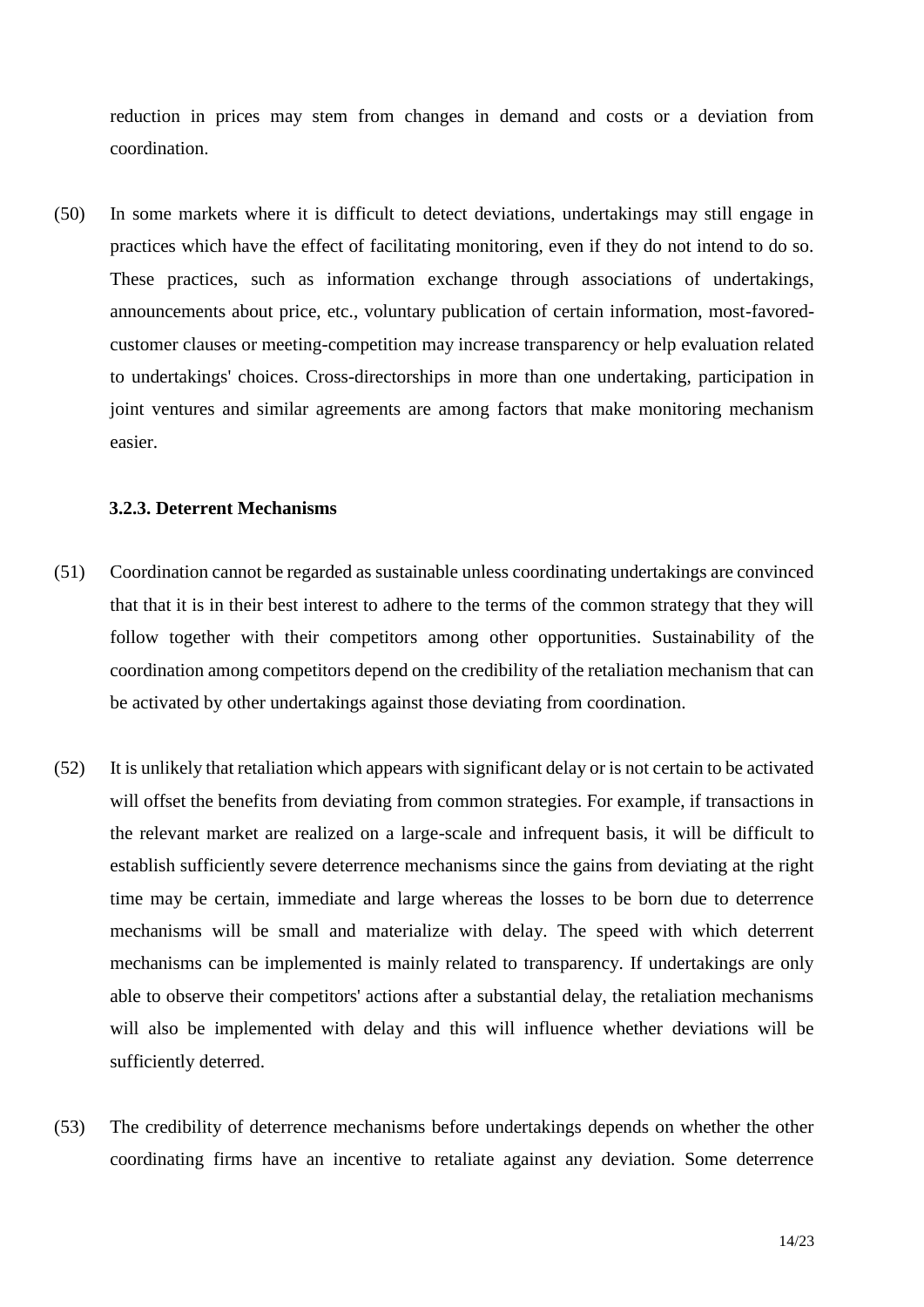reduction in prices may stem from changes in demand and costs or a deviation from coordination.

(50) In some markets where it is difficult to detect deviations, undertakings may still engage in practices which have the effect of facilitating monitoring, even if they do not intend to do so. These practices, such as information exchange through associations of undertakings, announcements about price, etc., voluntary publication of certain information, most-favored-customer clauses or meeting-competition may increase transparency or help evaluation related to undertakings' choices. Cross-directorships in more than one undertaking, participation in joint ventures and similar agreements are among factors that make monitoring mechanism easier.

### 3.2.3. Deterrent Mechanisms

(51) Coordination cannot be regarded as sustainable unless coordinating undertakings are convinced that that it is in their best interest to adhere to the terms of the common strategy that they will follow together with their competitors among other opportunities. Sustainability of the coordination among competitors depend on the credibility of the retaliation mechanism that can be activated by other undertakings against those deviating from coordination.

(52) It is unlikely that retaliation which appears with significant delay or is not certain to be activated will offset the benefits from deviating from common strategies. For example, if transactions in the relevant market are realized on a large-scale and infrequent basis, it will be difficult to establish sufficiently severe deterrence mechanisms since the gains from deviating at the right time may be certain, immediate and large whereas the losses to be born due to deterrence mechanisms will be small and materialize with delay. The speed with which deterrent mechanisms can be implemented is mainly related to transparency. If undertakings are only able to observe their competitors' actions after a substantial delay, the retaliation mechanisms will also be implemented with delay and this will influence whether deviations will be sufficiently deterred.

(53) The credibility of deterrence mechanisms before undertakings depends on whether the other coordinating firms have an incentive to retaliate against any deviation. Some deterrence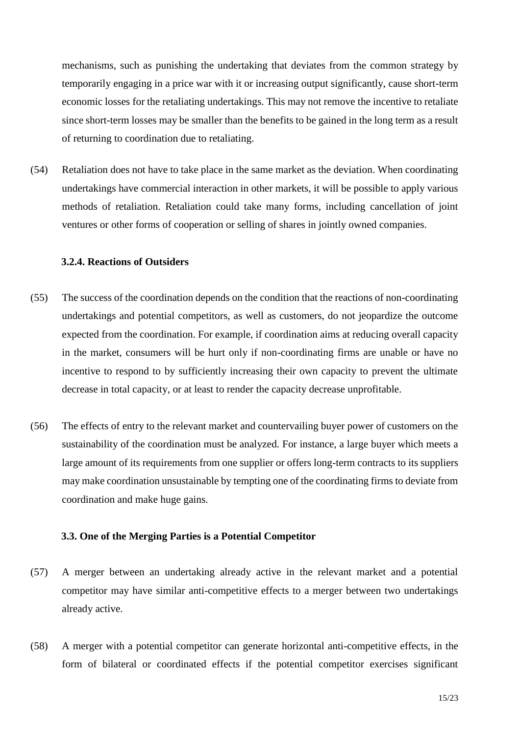mechanisms, such as punishing the undertaking that deviates from the common strategy by temporarily engaging in a price war with it or increasing output significantly, cause short-term economic losses for the retaliating undertakings. This may not remove the incentive to retaliate since short-term losses may be smaller than the benefits to be gained in the long term as a result of returning to coordination due to retaliating.

(54) Retaliation does not have to take place in the same market as the deviation. When coordinating undertakings have commercial interaction in other markets, it will be possible to apply various methods of retaliation. Retaliation could take many forms, including cancellation of joint ventures or other forms of cooperation or selling of shares in jointly owned companies.

### 3.2.4. Reactions of Outsiders

(55) The success of the coordination depends on the condition that the reactions of non-coordinating undertakings and potential competitors, as well as customers, do not jeopardize the outcome expected from the coordination. For example, if coordination aims at reducing overall capacity in the market, consumers will be hurt only if non-coordinating firms are unable or have no incentive to respond to by sufficiently increasing their own capacity to prevent the ultimate decrease in total capacity, or at least to render the capacity decrease unprofitable.

(56) The effects of entry to the relevant market and countervailing buyer power of customers on the sustainability of the coordination must be analyzed. For instance, a large buyer which meets a large amount of its requirements from one supplier or offers long-term contracts to its suppliers may make coordination unsustainable by tempting one of the coordinating firms to deviate from coordination and make huge gains.

### 3.3. One of the Merging Parties is a Potential Competitor

(57) A merger between an undertaking already active in the relevant market and a potential competitor may have similar anti-competitive effects to a merger between two undertakings already active.

(58) A merger with a potential competitor can generate horizontal anti-competitive effects, in the form of bilateral or coordinated effects if the potential competitor exercises significant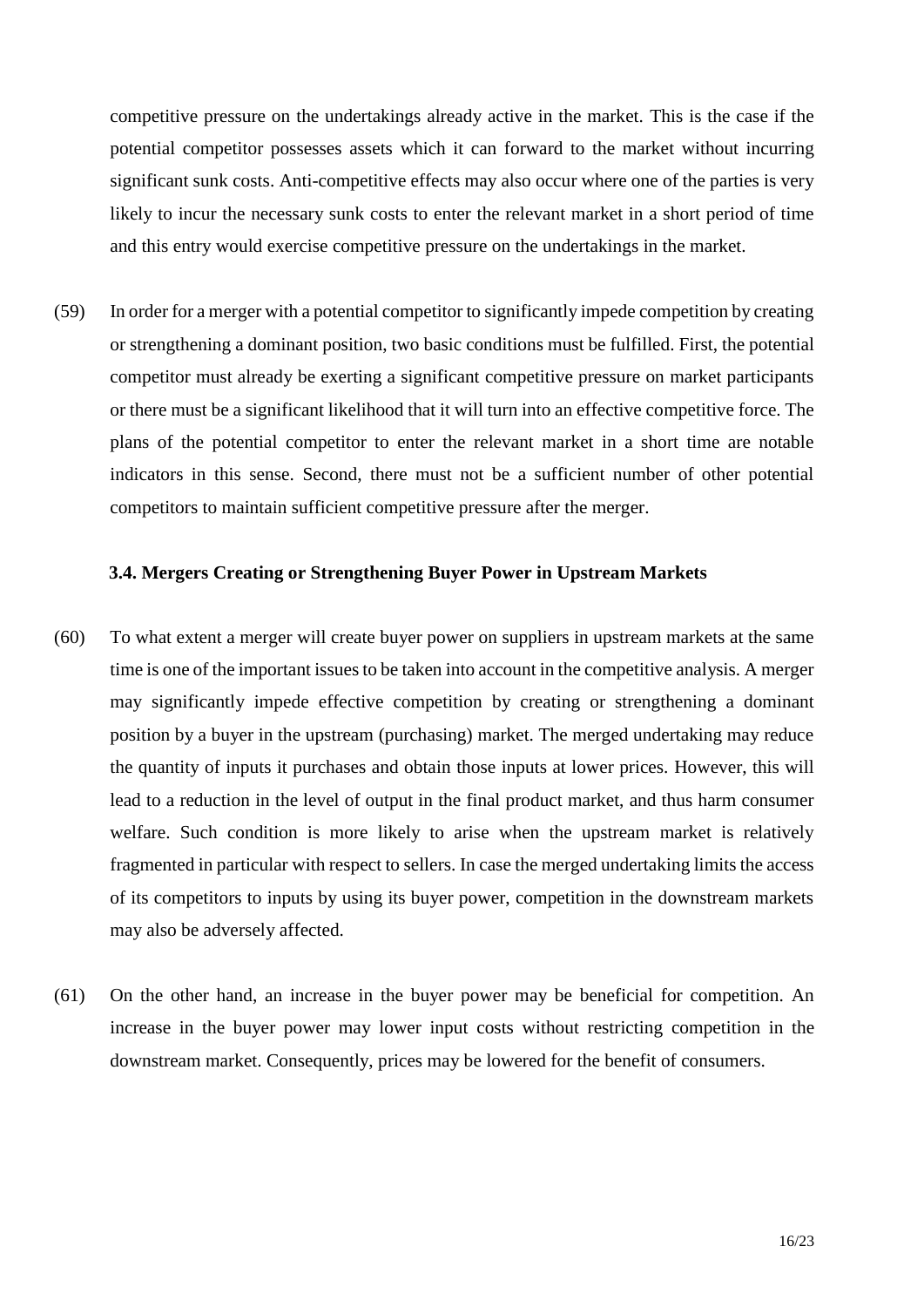competitive pressure on the undertakings already active in the market. This is the case if the potential competitor possesses assets which it can forward to the market without incurring significant sunk costs. Anti-competitive effects may also occur where one of the parties is very likely to incur the necessary sunk costs to enter the relevant market in a short period of time and this entry would exercise competitive pressure on the undertakings in the market.

(59) In order for a merger with a potential competitor to significantly impede competition by creating or strengthening a dominant position, two basic conditions must be fulfilled. First, the potential competitor must already be exerting a significant competitive pressure on market participants or there must be a significant likelihood that it will turn into an effective competitive force. The plans of the potential competitor to enter the relevant market in a short time are notable indicators in this sense. Second, there must not be a sufficient number of other potential competitors to maintain sufficient competitive pressure after the merger.

### 3.4. Mergers Creating or Strengthening Buyer Power in Upstream Markets

(60) To what extent a merger will create buyer power on suppliers in upstream markets at the same time is one of the important issues to be taken into account in the competitive analysis. A merger may significantly impede effective competition by creating or strengthening a dominant position by a buyer in the upstream (purchasing) market. The merged undertaking may reduce the quantity of inputs it purchases and obtain those inputs at lower prices. However, this will lead to a reduction in the level of output in the final product market, and thus harm consumer welfare. Such condition is more likely to arise when the upstream market is relatively fragmented in particular with respect to sellers. In case the merged undertaking limits the access of its competitors to inputs by using its buyer power, competition in the downstream markets may also be adversely affected.

(61) On the other hand, an increase in the buyer power may be beneficial for competition. An increase in the buyer power may lower input costs without restricting competition in the downstream market. Consequently, prices may be lowered for the benefit of consumers.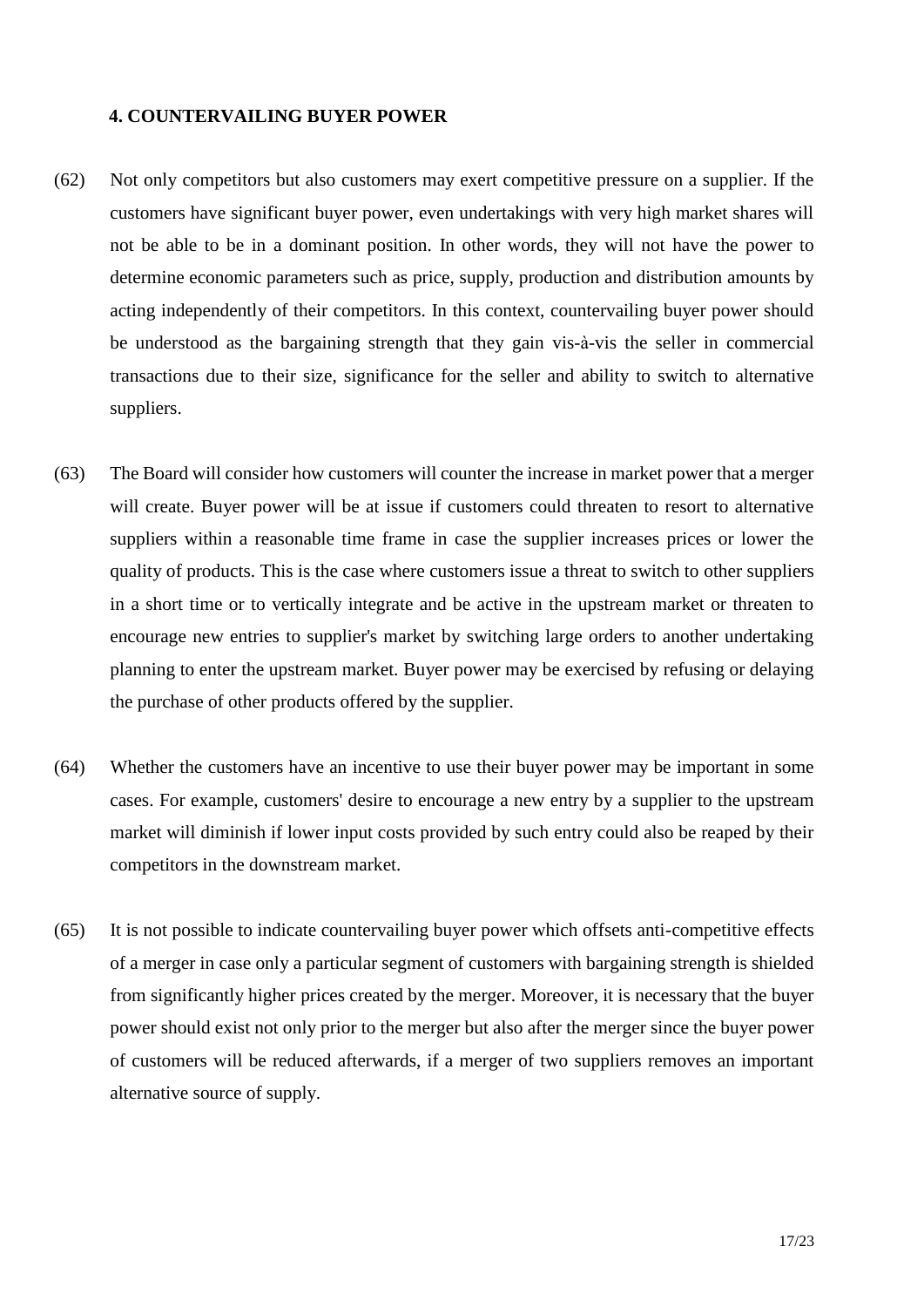## 4. COUNTERVAILING BUYER POWER

(62) Not only competitors but also customers may exert competitive pressure on a supplier. If the customers have significant buyer power, even undertakings with very high market shares will not be able to be in a dominant position. In other words, they will not have the power to determine economic parameters such as price, supply, production and distribution amounts by acting independently of their competitors. In this context, countervailing buyer power should be understood as the bargaining strength that they gain vis-à-vis the seller in commercial transactions due to their size, significance for the seller and ability to switch to alternative suppliers.

(63) The Board will consider how customers will counter the increase in market power that a merger will create. Buyer power will be at issue if customers could threaten to resort to alternative suppliers within a reasonable time frame in case the supplier increases prices or lower the quality of products. This is the case where customers issue a threat to switch to other suppliers in a short time or to vertically integrate and be active in the upstream market or threaten to encourage new entries to supplier's market by switching large orders to another undertaking planning to enter the upstream market. Buyer power may be exercised by refusing or delaying the purchase of other products offered by the supplier.

(64) Whether the customers have an incentive to use their buyer power may be important in some cases. For example, customers' desire to encourage a new entry by a supplier to the upstream market will diminish if lower input costs provided by such entry could also be reaped by their competitors in the downstream market.

(65) It is not possible to indicate countervailing buyer power which offsets anti-competitive effects of a merger in case only a particular segment of customers with bargaining strength is shielded from significantly higher prices created by the merger. Moreover, it is necessary that the buyer power should exist not only prior to the merger but also after the merger since the buyer power of customers will be reduced afterwards, if a merger of two suppliers removes an important alternative source of supply.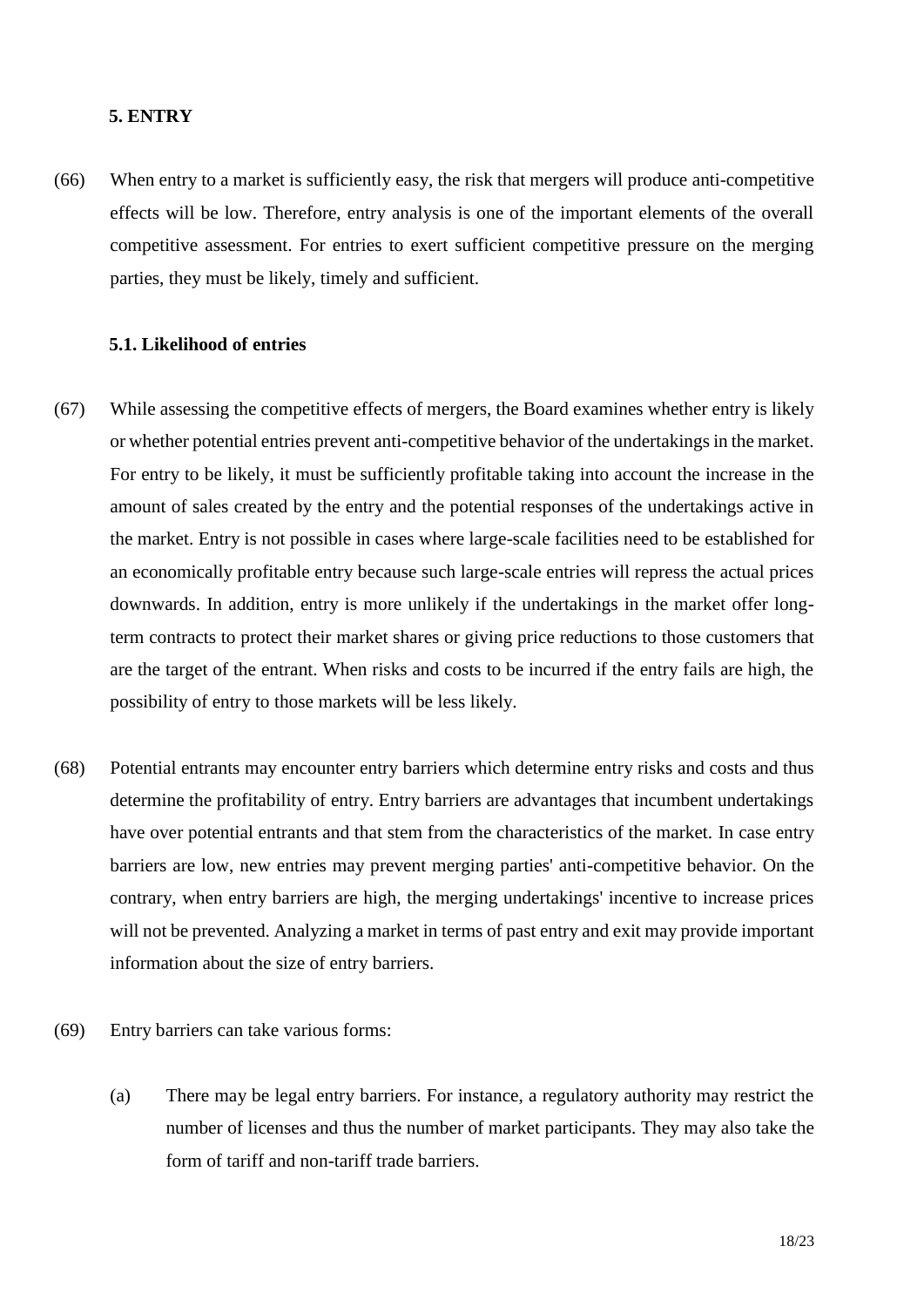## 5. ENTRY

(66) When entry to a market is sufficiently easy, the risk that mergers will produce anti-competitive effects will be low. Therefore, entry analysis is one of the important elements of the overall competitive assessment. For entries to exert sufficient competitive pressure on the merging parties, they must be likely, timely and sufficient.

### 5.1. Likelihood of entries

(67) While assessing the competitive effects of mergers, the Board examines whether entry is likely or whether potential entries prevent anti-competitive behavior of the undertakings in the market. For entry to be likely, it must be sufficiently profitable taking into account the increase in the amount of sales created by the entry and the potential responses of the undertakings active in the market. Entry is not possible in cases where large-scale facilities need to be established for an economically profitable entry because such large-scale entries will repress the actual prices downwards. In addition, entry is more unlikely if the undertakings in the market offer long-term contracts to protect their market shares or giving price reductions to those customers that are the target of the entrant. When risks and costs to be incurred if the entry fails are high, the possibility of entry to those markets will be less likely.

(68) Potential entrants may encounter entry barriers which determine entry risks and costs and thus determine the profitability of entry. Entry barriers are advantages that incumbent undertakings have over potential entrants and that stem from the characteristics of the market. In case entry barriers are low, new entries may prevent merging parties' anti-competitive behavior. On the contrary, when entry barriers are high, the merging undertakings' incentive to increase prices will not be prevented. Analyzing a market in terms of past entry and exit may provide important information about the size of entry barriers.

(69) Entry barriers can take various forms:

(a) There may be legal entry barriers. For instance, a regulatory authority may restrict the number of licenses and thus the number of market participants. They may also take the form of tariff and non-tariff trade barriers.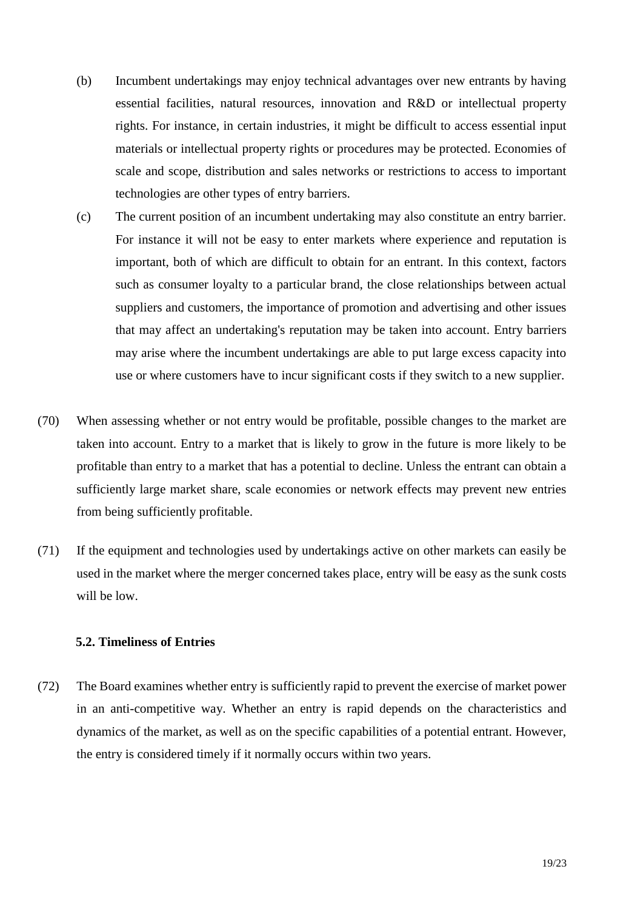(b) Incumbent undertakings may enjoy technical advantages over new entrants by having essential facilities, natural resources, innovation and R&D or intellectual property rights. For instance, in certain industries, it might be difficult to access essential input materials or intellectual property rights or procedures may be protected. Economies of scale and scope, distribution and sales networks or restrictions to access to important technologies are other types of entry barriers.

(c) The current position of an incumbent undertaking may also constitute an entry barrier. For instance it will not be easy to enter markets where experience and reputation is important, both of which are difficult to obtain for an entrant. In this context, factors such as consumer loyalty to a particular brand, the close relationships between actual suppliers and customers, the importance of promotion and advertising and other issues that may affect an undertaking's reputation may be taken into account. Entry barriers may arise where the incumbent undertakings are able to put large excess capacity into use or where customers have to incur significant costs if they switch to a new supplier.

(70) When assessing whether or not entry would be profitable, possible changes to the market are taken into account. Entry to a market that is likely to grow in the future is more likely to be profitable than entry to a market that has a potential to decline. Unless the entrant can obtain a sufficiently large market share, scale economies or network effects may prevent new entries from being sufficiently profitable.

(71) If the equipment and technologies used by undertakings active on other markets can easily be used in the market where the merger concerned takes place, entry will be easy as the sunk costs will be low.

### 5.2. Timeliness of Entries

(72) The Board examines whether entry is sufficiently rapid to prevent the exercise of market power in an anti-competitive way. Whether an entry is rapid depends on the characteristics and dynamics of the market, as well as on the specific capabilities of a potential entrant. However, the entry is considered timely if it normally occurs within two years.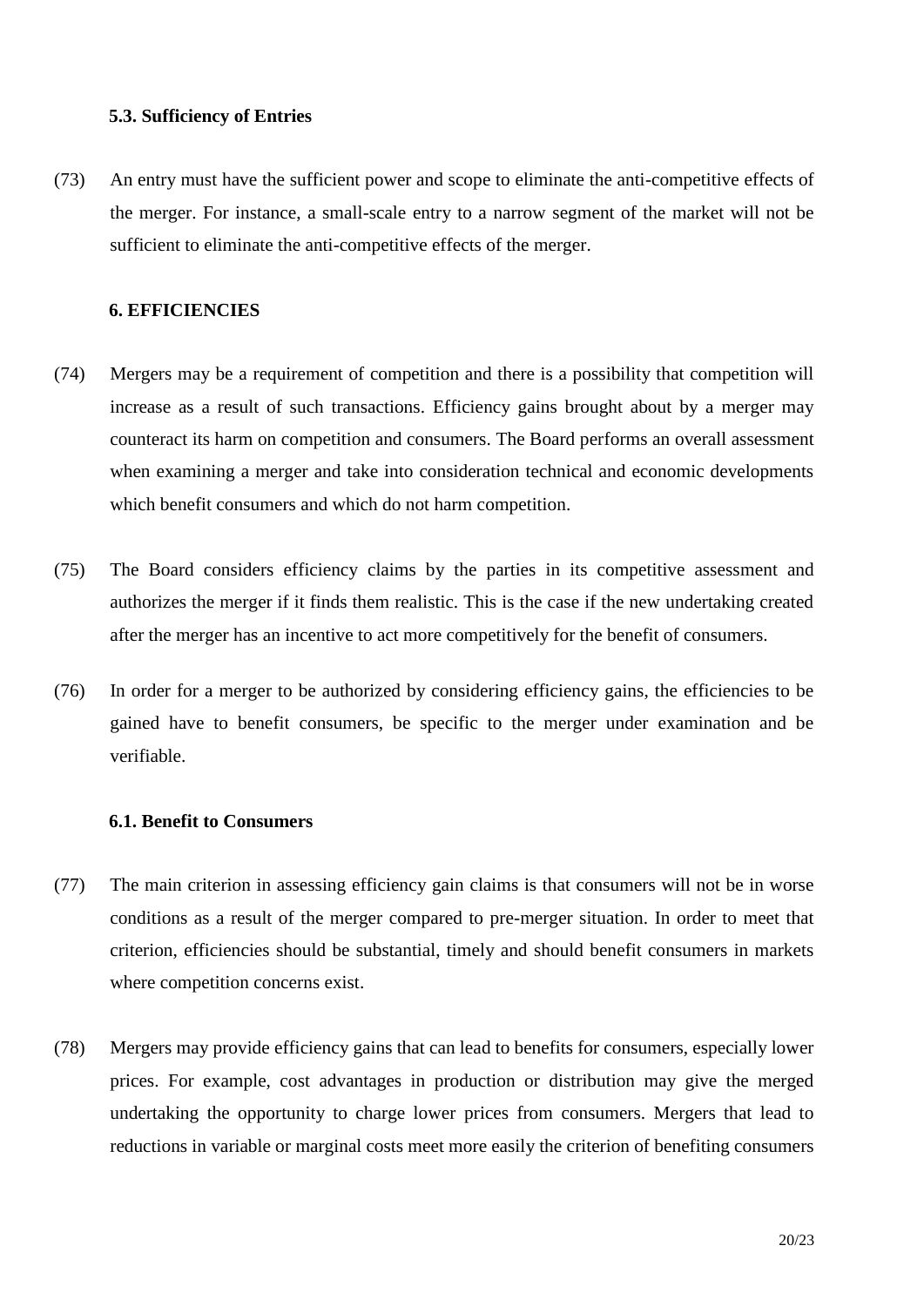### 5.3. Sufficiency of Entries

(73) An entry must have the sufficient power and scope to eliminate the anti-competitive effects of the merger. For instance, a small-scale entry to a narrow segment of the market will not be sufficient to eliminate the anti-competitive effects of the merger.

## 6. EFFICIENCIES

(74) Mergers may be a requirement of competition and there is a possibility that competition will increase as a result of such transactions. Efficiency gains brought about by a merger may counteract its harm on competition and consumers. The Board performs an overall assessment when examining a merger and take into consideration technical and economic developments which benefit consumers and which do not harm competition.

(75) The Board considers efficiency claims by the parties in its competitive assessment and authorizes the merger if it finds them realistic. This is the case if the new undertaking created after the merger has an incentive to act more competitively for the benefit of consumers.

(76) In order for a merger to be authorized by considering efficiency gains, the efficiencies to be gained have to benefit consumers, be specific to the merger under examination and be verifiable.

### 6.1. Benefit to Consumers

(77) The main criterion in assessing efficiency gain claims is that consumers will not be in worse conditions as a result of the merger compared to pre-merger situation. In order to meet that criterion, efficiencies should be substantial, timely and should benefit consumers in markets where competition concerns exist.

(78) Mergers may provide efficiency gains that can lead to benefits for consumers, especially lower prices. For example, cost advantages in production or distribution may give the merged undertaking the opportunity to charge lower prices from consumers. Mergers that lead to reductions in variable or marginal costs meet more easily the criterion of benefiting consumers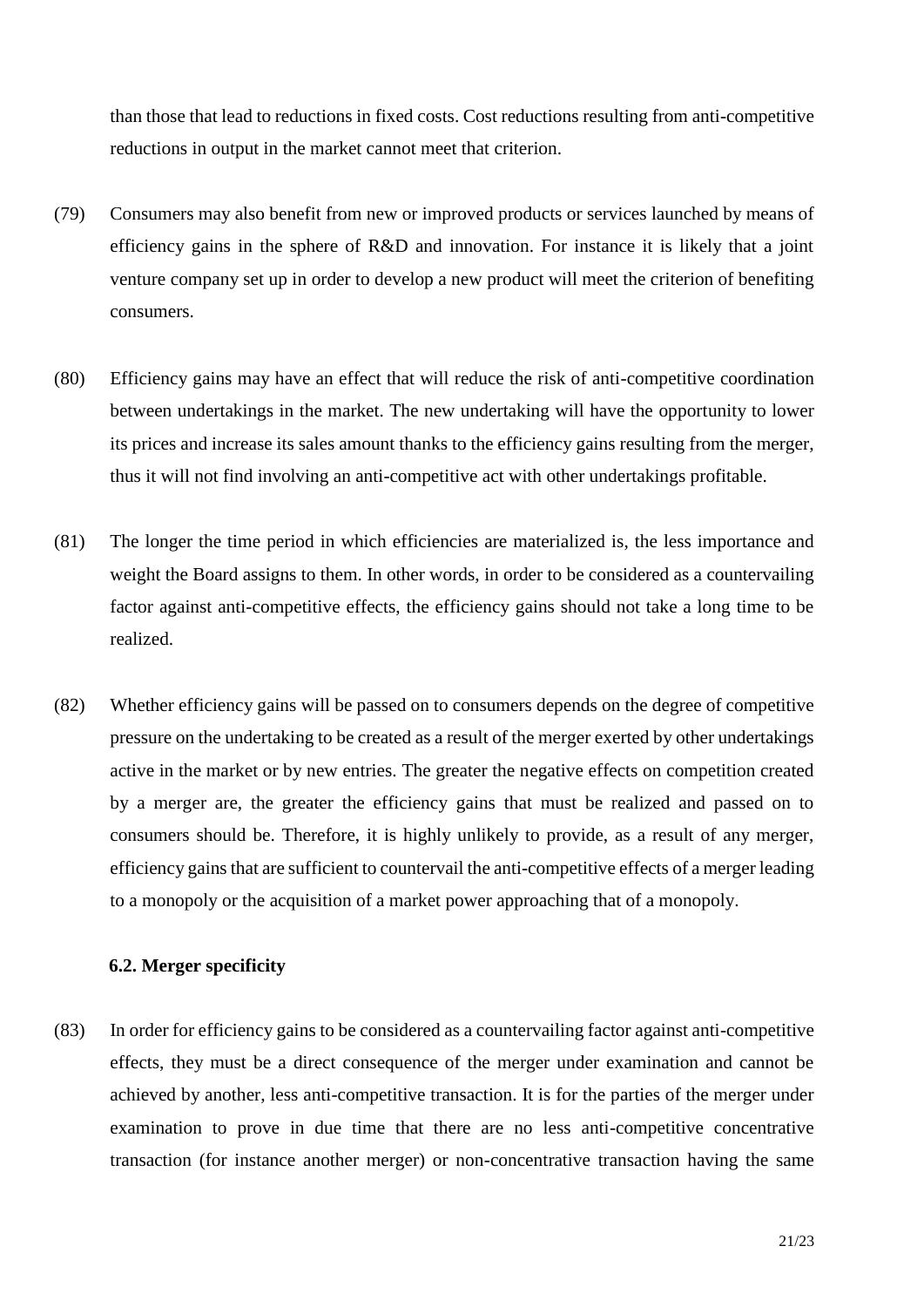than those that lead to reductions in fixed costs. Cost reductions resulting from anti-competitive reductions in output in the market cannot meet that criterion.

(79) Consumers may also benefit from new or improved products or services launched by means of efficiency gains in the sphere of R&D and innovation. For instance it is likely that a joint venture company set up in order to develop a new product will meet the criterion of benefiting consumers.

(80) Efficiency gains may have an effect that will reduce the risk of anti-competitive coordination between undertakings in the market. The new undertaking will have the opportunity to lower its prices and increase its sales amount thanks to the efficiency gains resulting from the merger, thus it will not find involving an anti-competitive act with other undertakings profitable.

(81) The longer the time period in which efficiencies are materialized is, the less importance and weight the Board assigns to them. In other words, in order to be considered as a countervailing factor against anti-competitive effects, the efficiency gains should not take a long time to be realized.

(82) Whether efficiency gains will be passed on to consumers depends on the degree of competitive pressure on the undertaking to be created as a result of the merger exerted by other undertakings active in the market or by new entries. The greater the negative effects on competition created by a merger are, the greater the efficiency gains that must be realized and passed on to consumers should be. Therefore, it is highly unlikely to provide, as a result of any merger, efficiency gains that are sufficient to countervail the anti-competitive effects of a merger leading to a monopoly or the acquisition of a market power approaching that of a monopoly.

### 6.2. Merger specificity

(83) In order for efficiency gains to be considered as a countervailing factor against anti-competitive effects, they must be a direct consequence of the merger under examination and cannot be achieved by another, less anti-competitive transaction. It is for the parties of the merger under examination to prove in due time that there are no less anti-competitive concentrative transaction (for instance another merger) or non-concentrative transaction having the same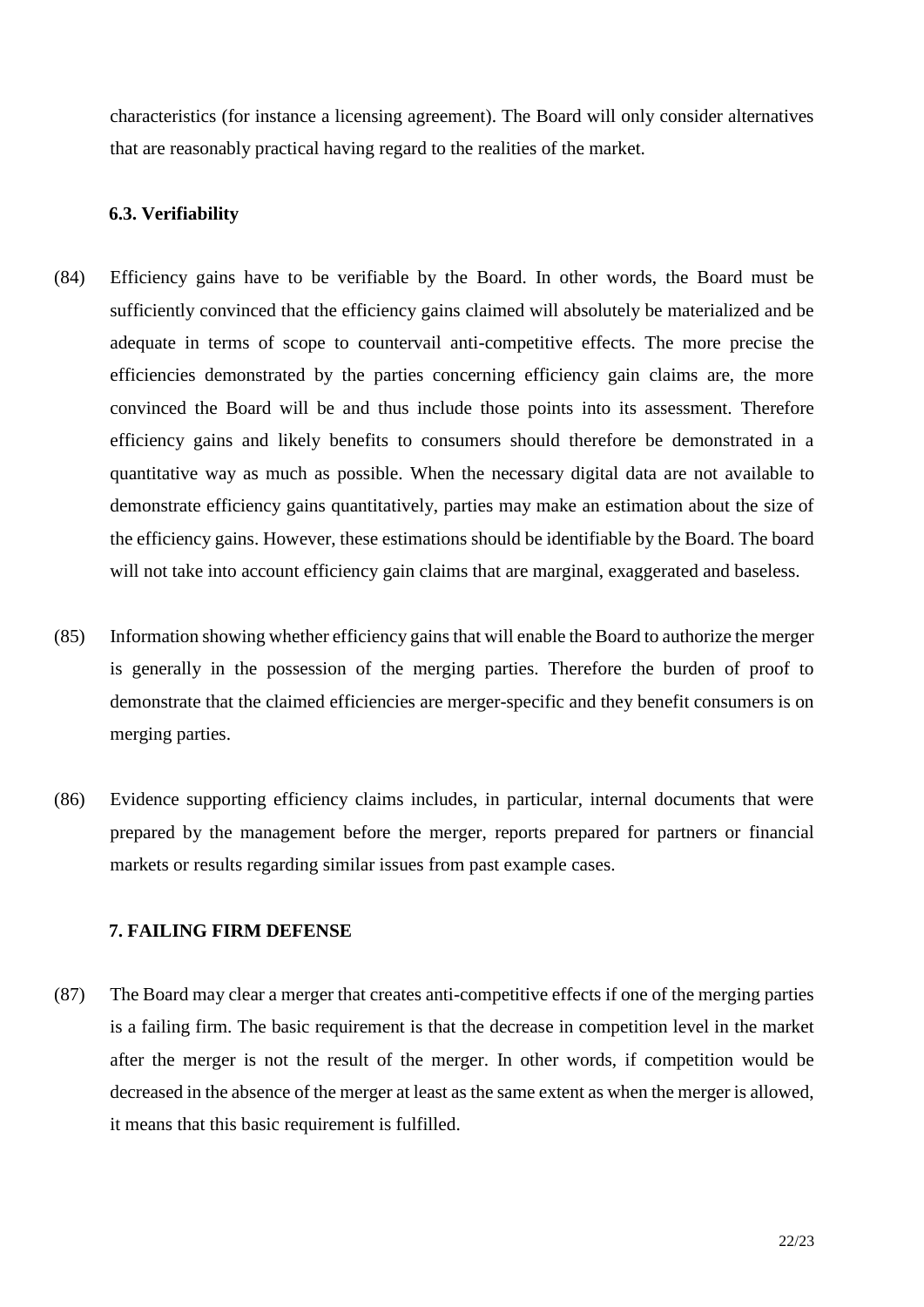characteristics (for instance a licensing agreement). The Board will only consider alternatives that are reasonably practical having regard to the realities of the market.

### 6.3. Verifiability

(84) Efficiency gains have to be verifiable by the Board. In other words, the Board must be sufficiently convinced that the efficiency gains claimed will absolutely be materialized and be adequate in terms of scope to countervail anti-competitive effects. The more precise the efficiencies demonstrated by the parties concerning efficiency gain claims are, the more convinced the Board will be and thus include those points into its assessment. Therefore efficiency gains and likely benefits to consumers should therefore be demonstrated in a quantitative way as much as possible. When the necessary digital data are not available to demonstrate efficiency gains quantitatively, parties may make an estimation about the size of the efficiency gains. However, these estimations should be identifiable by the Board. The board will not take into account efficiency gain claims that are marginal, exaggerated and baseless.

(85) Information showing whether efficiency gains that will enable the Board to authorize the merger is generally in the possession of the merging parties. Therefore the burden of proof to demonstrate that the claimed efficiencies are merger-specific and they benefit consumers is on merging parties.

(86) Evidence supporting efficiency claims includes, in particular, internal documents that were prepared by the management before the merger, reports prepared for partners or financial markets or results regarding similar issues from past example cases.

## 7. FAILING FIRM DEFENSE

(87) The Board may clear a merger that creates anti-competitive effects if one of the merging parties is a failing firm. The basic requirement is that the decrease in competition level in the market after the merger is not the result of the merger. In other words, if competition would be decreased in the absence of the merger at least as the same extent as when the merger is allowed, it means that this basic requirement is fulfilled.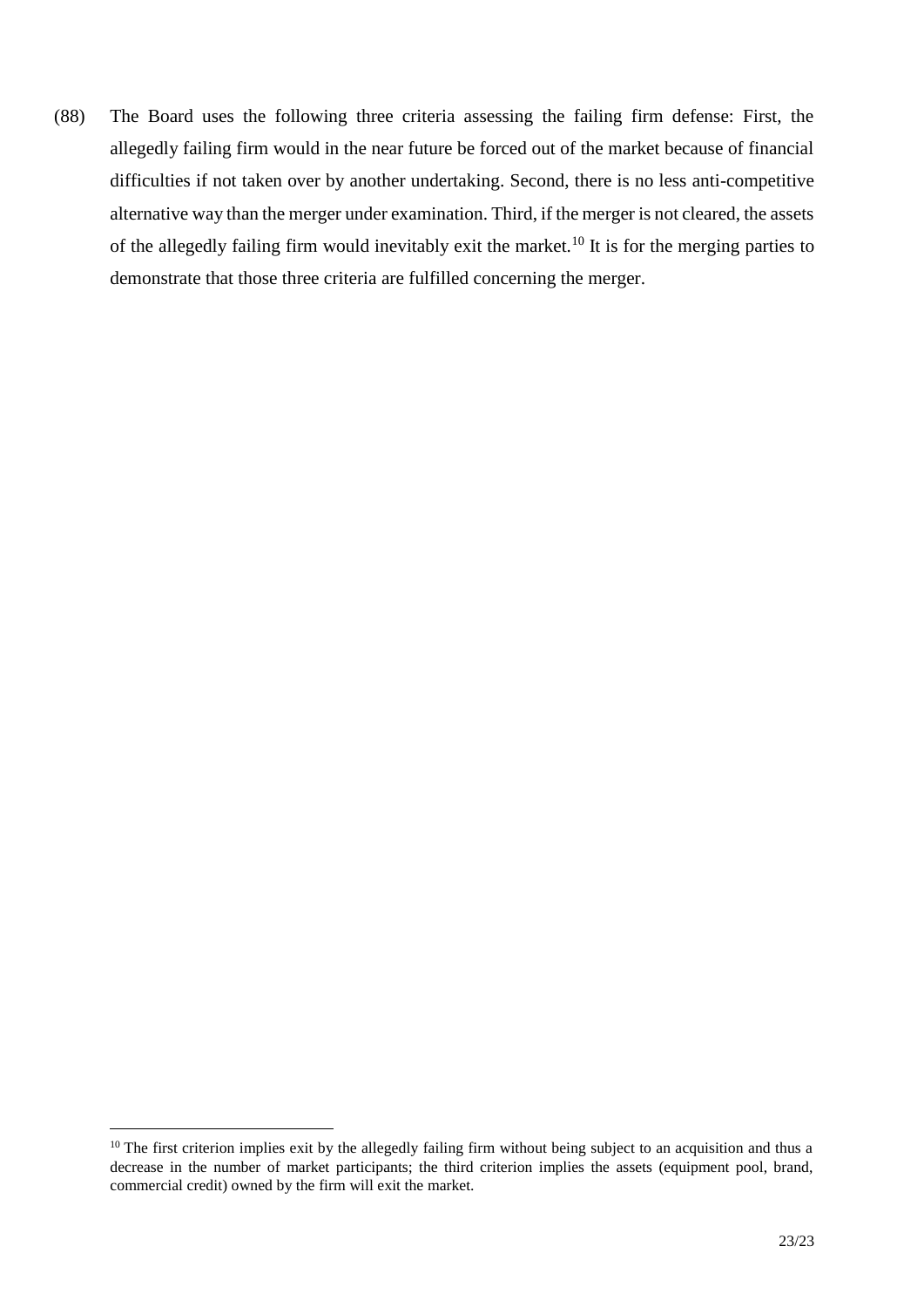(88) The Board uses the following three criteria assessing the failing firm defense: First, the allegedly failing firm would in the near future be forced out of the market because of financial difficulties if not taken over by another undertaking. Second, there is no less anti-competitive alternative way than the merger under examination. Third, if the merger is not cleared, the assets of the allegedly failing firm would inevitably exit the market.[10] It is for the merging parties to demonstrate that those three criteria are fulfilled concerning the merger.

---

[10] The first criterion implies exit by the allegedly failing firm without being subject to an acquisition and thus a decrease in the number of market participants; the third criterion implies the assets (equipment pool, brand, commercial credit) owned by the firm will exit the market.